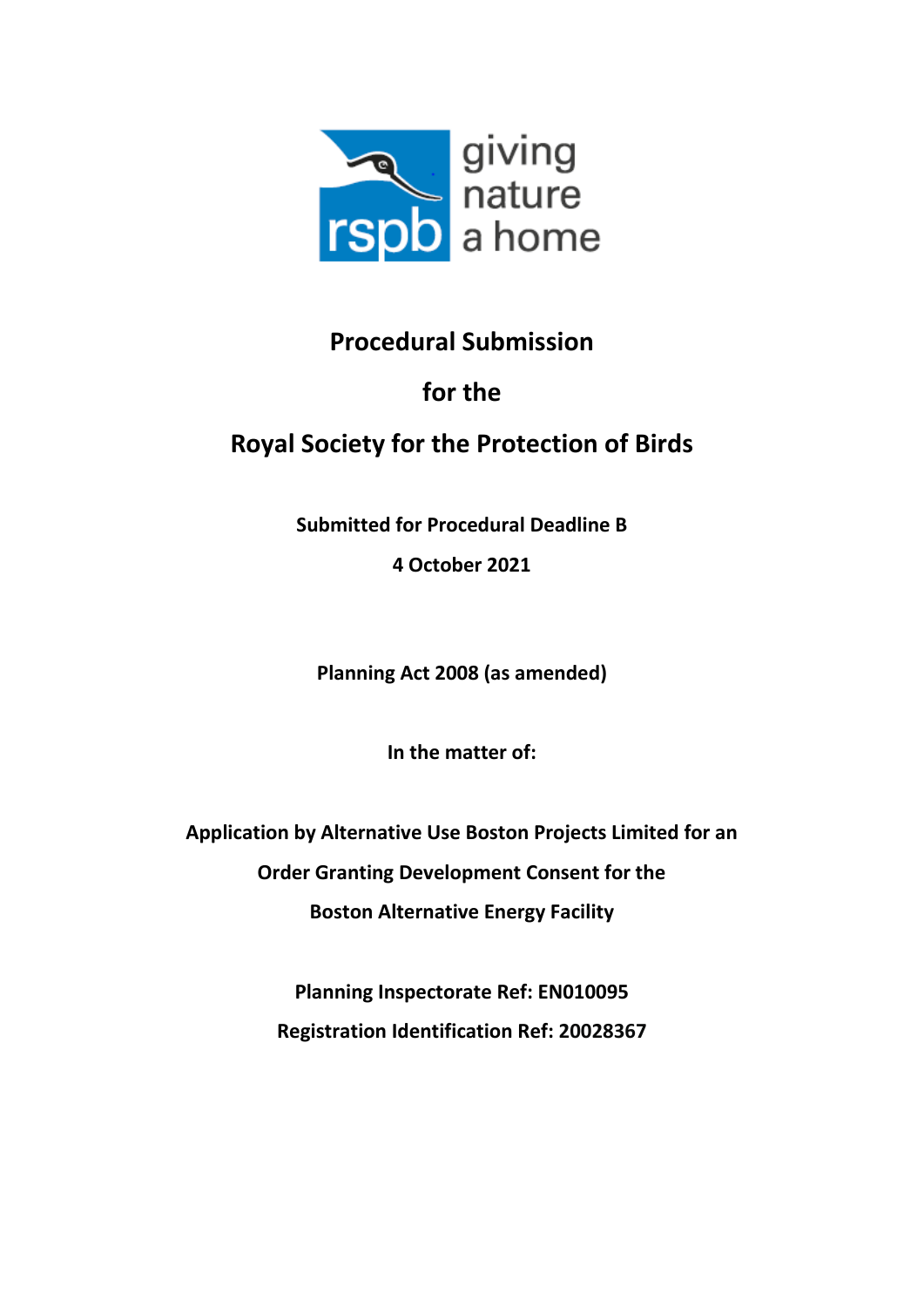# Procedural Submission

# for the

# Royal Society for the Protection of Birds

**Submitted for Procedural Deadline B**

**4 October 2021**

**Planning Act 2008 (as amended)**

**In the matter of:**

**Application by Alternative Use Boston Projects Limited for an Order Granting Development Consent for the Boston Alternative Energy Facility**

**Planning Inspectorate Ref: EN010095**

**Registration Identification Ref: 20028367**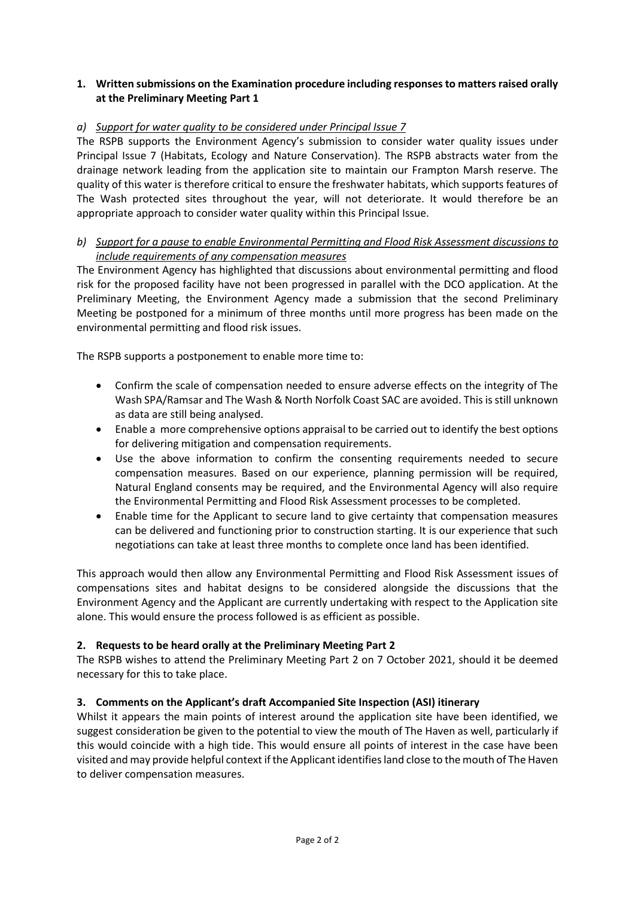## 1. Written submissions on the Examination procedure including responses to matters raised orally at the Preliminary Meeting Part 1

### a) *Support for water quality to be considered under Principal Issue 7*

The RSPB supports the Environment Agency's submission to consider water quality issues under Principal Issue 7 (Habitats, Ecology and Nature Conservation). The RSPB abstracts water from the drainage network leading from the application site to maintain our Frampton Marsh reserve. The quality of this water is therefore critical to ensure the freshwater habitats, which supports features of The Wash protected sites throughout the year, will not deteriorate. It would therefore be an appropriate approach to consider water quality within this Principal Issue.

### b) *Support for a pause to enable Environmental Permitting and Flood Risk Assessment discussions to include requirements of any compensation measures*

The Environment Agency has highlighted that discussions about environmental permitting and flood risk for the proposed facility have not been progressed in parallel with the DCO application. At the Preliminary Meeting, the Environment Agency made a submission that the second Preliminary Meeting be postponed for a minimum of three months until more progress has been made on the environmental permitting and flood risk issues.

The RSPB supports a postponement to enable more time to:

- Confirm the scale of compensation needed to ensure adverse effects on the integrity of The Wash SPA/Ramsar and The Wash & North Norfolk Coast SAC are avoided. This is still unknown as data are still being analysed.
- Enable a more comprehensive options appraisal to be carried out to identify the best options for delivering mitigation and compensation requirements.
- Use the above information to confirm the consenting requirements needed to secure compensation measures. Based on our experience, planning permission will be required, Natural England consents may be required, and the Environmental Agency will also require the Environmental Permitting and Flood Risk Assessment processes to be completed.
- Enable time for the Applicant to secure land to give certainty that compensation measures can be delivered and functioning prior to construction starting. It is our experience that such negotiations can take at least three months to complete once land has been identified.

This approach would then allow any Environmental Permitting and Flood Risk Assessment issues of compensations sites and habitat designs to be considered alongside the discussions that the Environment Agency and the Applicant are currently undertaking with respect to the Application site alone. This would ensure the process followed is as efficient as possible.

## 2. Requests to be heard orally at the Preliminary Meeting Part 2

The RSPB wishes to attend the Preliminary Meeting Part 2 on 7 October 2021, should it be deemed necessary for this to take place.

## 3. Comments on the Applicant's draft Accompanied Site Inspection (ASI) itinerary

Whilst it appears the main points of interest around the application site have been identified, we suggest consideration be given to the potential to view the mouth of The Haven as well, particularly if this would coincide with a high tide. This would ensure all points of interest in the case have been visited and may provide helpful context if the Applicant identifies land close to the mouth of The Haven to deliver compensation measures.